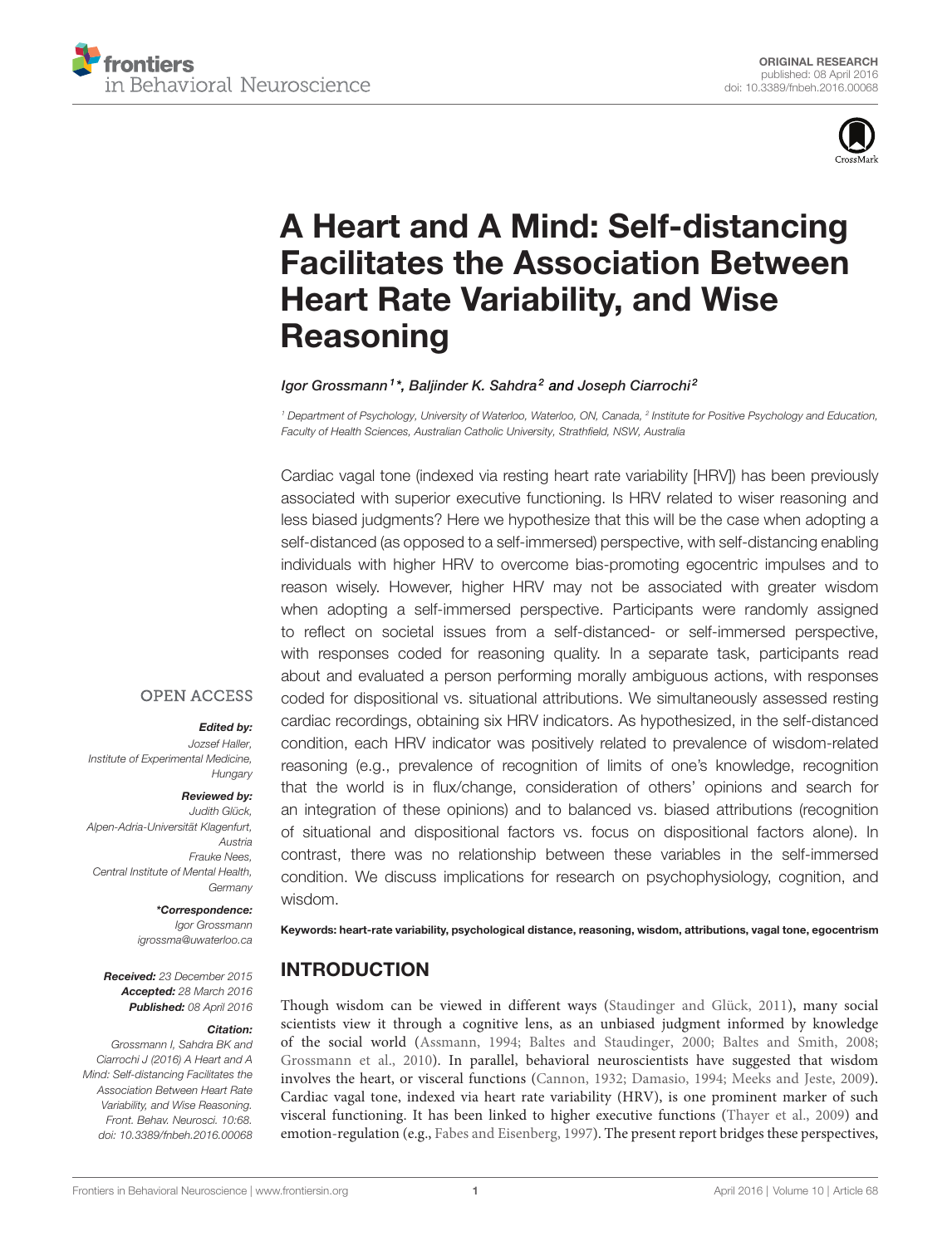ORIGINAL RESEARCH
published: 08 April 2016
doi: 10.3389/fnbeh.2016.00068

# A Heart and A Mind: Self-distancing Facilitates the Association Between Heart Rate Variability, and Wise Reasoning

*Igor Grossmann[1]\*, Baljinder K. Sahdra[2] and Joseph Ciarrochi[2]*

[1] Department of Psychology, University of Waterloo, Waterloo, ON, Canada, [2] Institute for Positive Psychology and Education, Faculty of Health Sciences, Australian Catholic University, Strathfield, NSW, Australia

Cardiac vagal tone (indexed via resting heart rate variability [HRV]) has been previously associated with superior executive functioning. Is HRV related to wiser reasoning and less biased judgments? Here we hypothesize that this will be the case when adopting a self-distanced (as opposed to a self-immersed) perspective, with self-distancing enabling individuals with higher HRV to overcome bias-promoting egocentric impulses and to reason wisely. However, higher HRV may not be associated with greater wisdom when adopting a self-immersed perspective. Participants were randomly assigned to reflect on societal issues from a self-distanced- or self-immersed perspective, with responses coded for reasoning quality. In a separate task, participants read about and evaluated a person performing morally ambiguous actions, with responses coded for dispositional vs. situational attributions. We simultaneously assessed resting cardiac recordings, obtaining six HRV indicators. As hypothesized, in the self-distanced condition, each HRV indicator was positively related to prevalence of wisdom-related reasoning (e.g., prevalence of recognition of limits of one's knowledge, recognition that the world is in flux/change, consideration of others' opinions and search for an integration of these opinions) and to balanced vs. biased attributions (recognition of situational and dispositional factors vs. focus on dispositional factors alone). In contrast, there was no relationship between these variables in the self-immersed condition. We discuss implications for research on psychophysiology, cognition, and wisdom.

**Keywords:** heart-rate variability, psychological distance, reasoning, wisdom, attributions, vagal tone, egocentrism

OPEN ACCESS

***Edited by:***
Jozsef Haller,
Institute of Experimental Medicine,
Hungary

***Reviewed by:***
Judith Glück,
Alpen-Adria-Universität Klagenfurt,
Austria
Frauke Nees,
Central Institute of Mental Health,
Germany

***\*Correspondence:***
Igor Grossmann
igrossma@uwaterloo.ca

***Received:*** 23 December 2015
***Accepted:*** 28 March 2016
***Published:*** 08 April 2016

***Citation:***
Grossmann I, Sahdra BK and Ciarrochi J (2016) A Heart and A Mind: Self-distancing Facilitates the Association Between Heart Rate Variability, and Wise Reasoning. Front. Behav. Neurosci. 10:68. doi: 10.3389/fnbeh.2016.00068

## INTRODUCTION

Though wisdom can be viewed in different ways (Staudinger and Glück, 2011), many social scientists view it through a cognitive lens, as an unbiased judgment informed by knowledge of the social world (Assmann, 1994; Baltes and Staudinger, 2000; Baltes and Smith, 2008; Grossmann et al., 2010). In parallel, behavioral neuroscientists have suggested that wisdom involves the heart, or visceral functions (Cannon, 1932; Damasio, 1994; Meeks and Jeste, 2009). Cardiac vagal tone, indexed via heart rate variability (HRV), is one prominent marker of such visceral functioning. It has been linked to higher executive functions (Thayer et al., 2009) and emotion-regulation (e.g., Fabes and Eisenberg, 1997). The present report bridges these perspectives,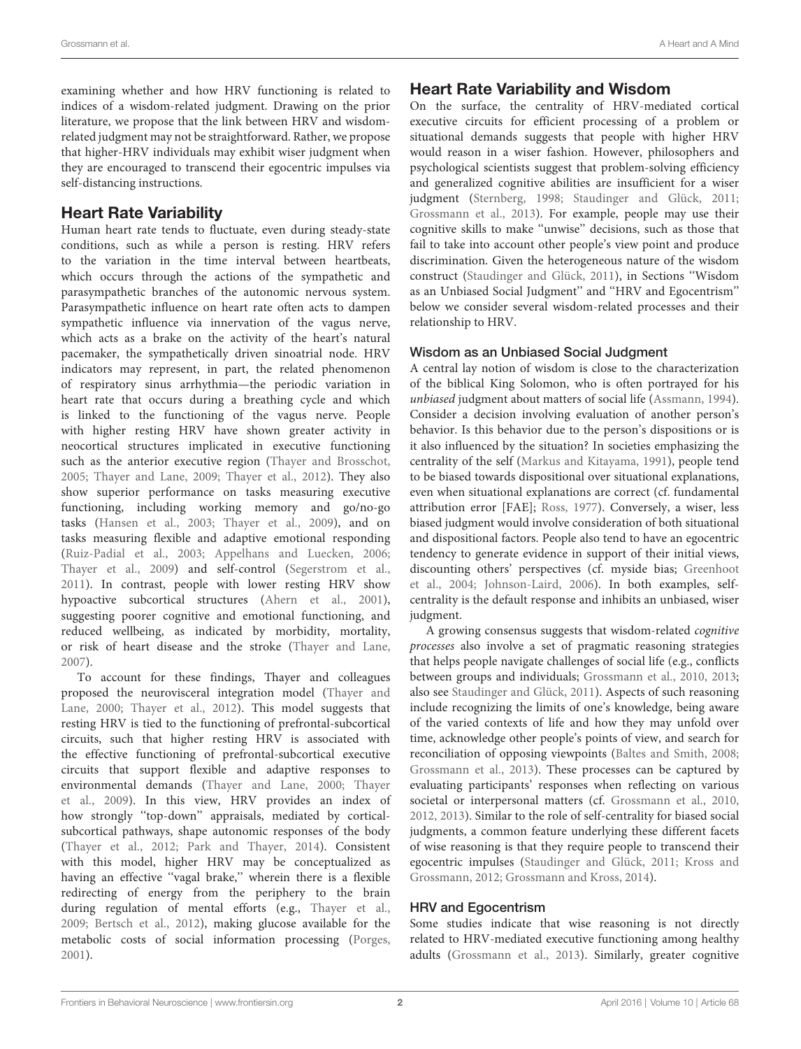examining whether and how HRV functioning is related to indices of a wisdom-related judgment. Drawing on the prior literature, we propose that the link between HRV and wisdom-related judgment may not be straightforward. Rather, we propose that higher-HRV individuals may exhibit wiser judgment when they are encouraged to transcend their egocentric impulses via self-distancing instructions.

## Heart Rate Variability

Human heart rate tends to fluctuate, even during steady-state conditions, such as while a person is resting. HRV refers to the variation in the time interval between heartbeats, which occurs through the actions of the sympathetic and parasympathetic branches of the autonomic nervous system. Parasympathetic influence on heart rate often acts to dampen sympathetic influence via innervation of the vagus nerve, which acts as a brake on the activity of the heart's natural pacemaker, the sympathetically driven sinoatrial node. HRV indicators may represent, in part, the related phenomenon of respiratory sinus arrhythmia—the periodic variation in heart rate that occurs during a breathing cycle and which is linked to the functioning of the vagus nerve. People with higher resting HRV have shown greater activity in neocortical structures implicated in executive functioning such as the anterior executive region (Thayer and Brosschot, 2005; Thayer and Lane, 2009; Thayer et al., 2012). They also show superior performance on tasks measuring executive functioning, including working memory and go/no-go tasks (Hansen et al., 2003; Thayer et al., 2009), and on tasks measuring flexible and adaptive emotional responding (Ruiz-Padial et al., 2003; Appelhans and Luecken, 2006; Thayer et al., 2009) and self-control (Segerstrom et al., 2011). In contrast, people with lower resting HRV show hypoactive subcortical structures (Ahern et al., 2001), suggesting poorer cognitive and emotional functioning, and reduced wellbeing, as indicated by morbidity, mortality, or risk of heart disease and the stroke (Thayer and Lane, 2007).

To account for these findings, Thayer and colleagues proposed the neurovisceral integration model (Thayer and Lane, 2000; Thayer et al., 2012). This model suggests that resting HRV is tied to the functioning of prefrontal-subcortical circuits, such that higher resting HRV is associated with the effective functioning of prefrontal-subcortical executive circuits that support flexible and adaptive responses to environmental demands (Thayer and Lane, 2000; Thayer et al., 2009). In this view, HRV provides an index of how strongly "top-down" appraisals, mediated by cortical-subcortical pathways, shape autonomic responses of the body (Thayer et al., 2012; Park and Thayer, 2014). Consistent with this model, higher HRV may be conceptualized as having an effective "vagal brake," wherein there is a flexible redirecting of energy from the periphery to the brain during regulation of mental efforts (e.g., Thayer et al., 2009; Bertsch et al., 2012), making glucose available for the metabolic costs of social information processing (Porges, 2001).

## Heart Rate Variability and Wisdom

On the surface, the centrality of HRV-mediated cortical executive circuits for efficient processing of a problem or situational demands suggests that people with higher HRV would reason in a wiser fashion. However, philosophers and psychological scientists suggest that problem-solving efficiency and generalized cognitive abilities are insufficient for a wiser judgment (Sternberg, 1998; Staudinger and Glück, 2011; Grossmann et al., 2013). For example, people may use their cognitive skills to make "unwise" decisions, such as those that fail to take into account other people's view point and produce discrimination. Given the heterogeneous nature of the wisdom construct (Staudinger and Glück, 2011), in Sections "Wisdom as an Unbiased Social Judgment" and "HRV and Egocentrism" below we consider several wisdom-related processes and their relationship to HRV.

### Wisdom as an Unbiased Social Judgment

A central lay notion of wisdom is close to the characterization of the biblical King Solomon, who is often portrayed for his *unbiased* judgment about matters of social life (Assmann, 1994). Consider a decision involving evaluation of another person's behavior. Is this behavior due to the person's dispositions or is it also influenced by the situation? In societies emphasizing the centrality of the self (Markus and Kitayama, 1991), people tend to be biased towards dispositional over situational explanations, even when situational explanations are correct (cf. fundamental attribution error [FAE]; Ross, 1977). Conversely, a wiser, less biased judgment would involve consideration of both situational and dispositional factors. People also tend to have an egocentric tendency to generate evidence in support of their initial views, discounting others' perspectives (cf. myside bias; Greenhoot et al., 2004; Johnson-Laird, 2006). In both examples, self-centrality is the default response and inhibits an unbiased, wiser judgment.

A growing consensus suggests that wisdom-related *cognitive processes* also involve a set of pragmatic reasoning strategies that helps people navigate challenges of social life (e.g., conflicts between groups and individuals; Grossmann et al., 2010, 2013; also see Staudinger and Glück, 2011). Aspects of such reasoning include recognizing the limits of one's knowledge, being aware of the varied contexts of life and how they may unfold over time, acknowledge other people's points of view, and search for reconciliation of opposing viewpoints (Baltes and Smith, 2008; Grossmann et al., 2013). These processes can be captured by evaluating participants' responses when reflecting on various societal or interpersonal matters (cf. Grossmann et al., 2010, 2012, 2013). Similar to the role of self-centrality for biased social judgments, a common feature underlying these different facets of wise reasoning is that they require people to transcend their egocentric impulses (Staudinger and Glück, 2011; Kross and Grossmann, 2012; Grossmann and Kross, 2014).

### HRV and Egocentrism

Some studies indicate that wise reasoning is not directly related to HRV-mediated executive functioning among healthy adults (Grossmann et al., 2013). Similarly, greater cognitive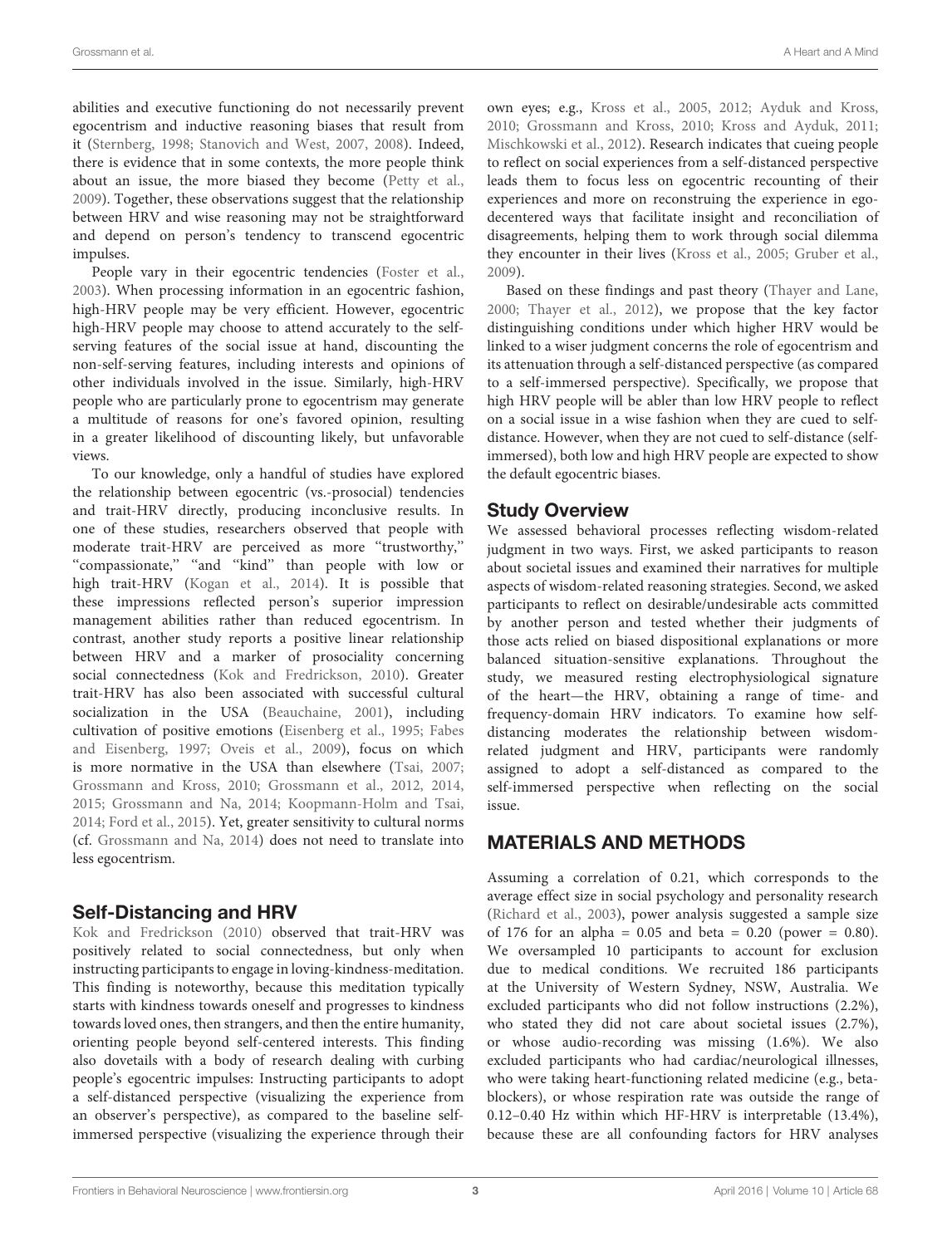abilities and executive functioning do not necessarily prevent egocentrism and inductive reasoning biases that result from it (Sternberg, 1998; Stanovich and West, 2007, 2008). Indeed, there is evidence that in some contexts, the more people think about an issue, the more biased they become (Petty et al., 2009). Together, these observations suggest that the relationship between HRV and wise reasoning may not be straightforward and depend on person's tendency to transcend egocentric impulses.

People vary in their egocentric tendencies (Foster et al., 2003). When processing information in an egocentric fashion, high-HRV people may be very efficient. However, egocentric high-HRV people may choose to attend accurately to the self-serving features of the social issue at hand, discounting the non-self-serving features, including interests and opinions of other individuals involved in the issue. Similarly, high-HRV people who are particularly prone to egocentrism may generate a multitude of reasons for one's favored opinion, resulting in a greater likelihood of discounting likely, but unfavorable views.

To our knowledge, only a handful of studies have explored the relationship between egocentric (vs.-prosocial) tendencies and trait-HRV directly, producing inconclusive results. In one of these studies, researchers observed that people with moderate trait-HRV are perceived as more "trustworthy," "compassionate," "and "kind" than people with low or high trait-HRV (Kogan et al., 2014). It is possible that these impressions reflected person's superior impression management abilities rather than reduced egocentrism. In contrast, another study reports a positive linear relationship between HRV and a marker of prosociality concerning social connectedness (Kok and Fredrickson, 2010). Greater trait-HRV has also been associated with successful cultural socialization in the USA (Beauchaine, 2001), including cultivation of positive emotions (Eisenberg et al., 1995; Fabes and Eisenberg, 1997; Oveis et al., 2009), focus on which is more normative in the USA than elsewhere (Tsai, 2007; Grossmann and Kross, 2010; Grossmann et al., 2012, 2014, 2015; Grossmann and Na, 2014; Koopmann-Holm and Tsai, 2014; Ford et al., 2015). Yet, greater sensitivity to cultural norms (cf. Grossmann and Na, 2014) does not need to translate into less egocentrism.

## Self-Distancing and HRV

Kok and Fredrickson (2010) observed that trait-HRV was positively related to social connectedness, but only when instructing participants to engage in loving-kindness-meditation. This finding is noteworthy, because this meditation typically starts with kindness towards oneself and progresses to kindness towards loved ones, then strangers, and then the entire humanity, orienting people beyond self-centered interests. This finding also dovetails with a body of research dealing with curbing people's egocentric impulses: Instructing participants to adopt a self-distanced perspective (visualizing the experience from an observer's perspective), as compared to the baseline self-immersed perspective (visualizing the experience through their own eyes; e.g., Kross et al., 2005, 2012; Ayduk and Kross, 2010; Grossmann and Kross, 2010; Kross and Ayduk, 2011; Mischkowski et al., 2012). Research indicates that cueing people to reflect on social experiences from a self-distanced perspective leads them to focus less on egocentric recounting of their experiences and more on reconstruing the experience in ego-decentered ways that facilitate insight and reconciliation of disagreements, helping them to work through social dilemma they encounter in their lives (Kross et al., 2005; Gruber et al., 2009).

Based on these findings and past theory (Thayer and Lane, 2000; Thayer et al., 2012), we propose that the key factor distinguishing conditions under which higher HRV would be linked to a wiser judgment concerns the role of egocentrism and its attenuation through a self-distanced perspective (as compared to a self-immersed perspective). Specifically, we propose that high HRV people will be abler than low HRV people to reflect on a social issue in a wise fashion when they are cued to self-distance. However, when they are not cued to self-distance (self-immersed), both low and high HRV people are expected to show the default egocentric biases.

## Study Overview

We assessed behavioral processes reflecting wisdom-related judgment in two ways. First, we asked participants to reason about societal issues and examined their narratives for multiple aspects of wisdom-related reasoning strategies. Second, we asked participants to reflect on desirable/undesirable acts committed by another person and tested whether their judgments of those acts relied on biased dispositional explanations or more balanced situation-sensitive explanations. Throughout the study, we measured resting electrophysiological signature of the heart—the HRV, obtaining a range of time- and frequency-domain HRV indicators. To examine how self-distancing moderates the relationship between wisdom-related judgment and HRV, participants were randomly assigned to adopt a self-distanced as compared to the self-immersed perspective when reflecting on the social issue.

# MATERIALS AND METHODS

Assuming a correlation of 0.21, which corresponds to the average effect size in social psychology and personality research (Richard et al., 2003), power analysis suggested a sample size of 176 for an alpha = 0.05 and beta = 0.20 (power = 0.80). We oversampled 10 participants to account for exclusion due to medical conditions. We recruited 186 participants at the University of Western Sydney, NSW, Australia. We excluded participants who did not follow instructions (2.2%), who stated they did not care about societal issues (2.7%), or whose audio-recording was missing (1.6%). We also excluded participants who had cardiac/neurological illnesses, who were taking heart-functioning related medicine (e.g., beta-blockers), or whose respiration rate was outside the range of 0.12–0.40 Hz within which HF-HRV is interpretable (13.4%), because these are all confounding factors for HRV analyses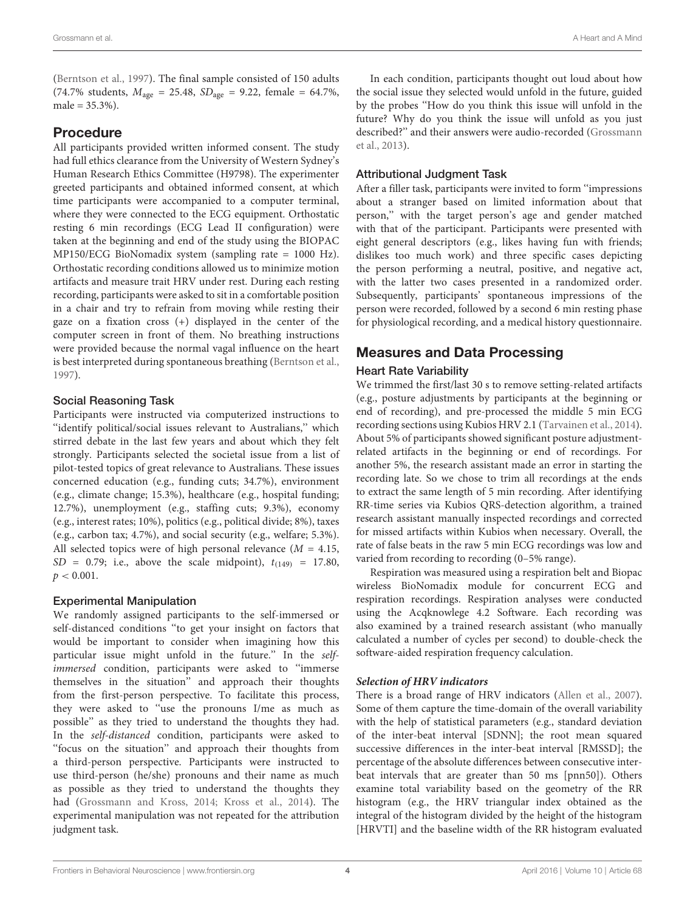(Berntson et al., 1997). The final sample consisted of 150 adults (74.7% students, $M_{age}$ = 25.48, $SD_{age}$ = 9.22, female = 64.7%, male = 35.3%).

## Procedure

All participants provided written informed consent. The study had full ethics clearance from the University of Western Sydney's Human Research Ethics Committee (H9798). The experimenter greeted participants and obtained informed consent, at which time participants were accompanied to a computer terminal, where they were connected to the ECG equipment. Orthostatic resting 6 min recordings (ECG Lead II configuration) were taken at the beginning and end of the study using the BIOPAC MP150/ECG BioNomadix system (sampling rate = 1000 Hz). Orthostatic recording conditions allowed us to minimize motion artifacts and measure trait HRV under rest. During each resting recording, participants were asked to sit in a comfortable position in a chair and try to refrain from moving while resting their gaze on a fixation cross (+) displayed in the center of the computer screen in front of them. No breathing instructions were provided because the normal vagal influence on the heart is best interpreted during spontaneous breathing (Berntson et al., 1997).

### Social Reasoning Task

Participants were instructed via computerized instructions to "identify political/social issues relevant to Australians," which stirred debate in the last few years and about which they felt strongly. Participants selected the societal issue from a list of pilot-tested topics of great relevance to Australians. These issues concerned education (e.g., funding cuts; 34.7%), environment (e.g., climate change; 15.3%), healthcare (e.g., hospital funding; 12.7%), unemployment (e.g., staffing cuts; 9.3%), economy (e.g., interest rates; 10%), politics (e.g., political divide; 8%), taxes (e.g., carbon tax; 4.7%), and social security (e.g., welfare; 5.3%). All selected topics were of high personal relevance ($M$ = 4.15, $SD$ = 0.79; i.e., above the scale midpoint), $t_{(149)}$ = 17.80, $p < 0.001$.

### Experimental Manipulation

We randomly assigned participants to the self-immersed or self-distanced conditions "to get your insight on factors that would be important to consider when imagining how this particular issue might unfold in the future." In the *self-immersed* condition, participants were asked to "immerse themselves in the situation" and approach their thoughts from the first-person perspective. To facilitate this process, they were asked to "use the pronouns I/me as much as possible" as they tried to understand the thoughts they had. In the *self-distanced* condition, participants were asked to "focus on the situation" and approach their thoughts from a third-person perspective. Participants were instructed to use third-person (he/she) pronouns and their name as much as possible as they tried to understand the thoughts they had (Grossmann and Kross, 2014; Kross et al., 2014). The experimental manipulation was not repeated for the attribution judgment task.

In each condition, participants thought out loud about how the social issue they selected would unfold in the future, guided by the probes "How do you think this issue will unfold in the future? Why do you think the issue will unfold as you just described?" and their answers were audio-recorded (Grossmann et al., 2013).

### Attributional Judgment Task

After a filler task, participants were invited to form "impressions about a stranger based on limited information about that person," with the target person's age and gender matched with that of the participant. Participants were presented with eight general descriptors (e.g., likes having fun with friends; dislikes too much work) and three specific cases depicting the person performing a neutral, positive, and negative act, with the latter two cases presented in a randomized order. Subsequently, participants' spontaneous impressions of the person were recorded, followed by a second 6 min resting phase for physiological recording, and a medical history questionnaire.

## Measures and Data Processing

### Heart Rate Variability

We trimmed the first/last 30 s to remove setting-related artifacts (e.g., posture adjustments by participants at the beginning or end of recording), and pre-processed the middle 5 min ECG recording sections using Kubios HRV 2.1 (Tarvainen et al., 2014). About 5% of participants showed significant posture adjustment-related artifacts in the beginning or end of recordings. For another 5%, the research assistant made an error in starting the recording late. So we chose to trim all recordings at the ends to extract the same length of 5 min recording. After identifying RR-time series via Kubios QRS-detection algorithm, a trained research assistant manually inspected recordings and corrected for missed artifacts within Kubios when necessary. Overall, the rate of false beats in the raw 5 min ECG recordings was low and varied from recording to recording (0–5% range).

Respiration was measured using a respiration belt and Biopac wireless BioNomadix module for concurrent ECG and respiration recordings. Respiration analyses were conducted using the Acqknowlege 4.2 Software. Each recording was also examined by a trained research assistant (who manually calculated a number of cycles per second) to double-check the software-aided respiration frequency calculation.

#### *Selection of HRV indicators*

There is a broad range of HRV indicators (Allen et al., 2007). Some of them capture the time-domain of the overall variability with the help of statistical parameters (e.g., standard deviation of the inter-beat interval [SDNN]; the root mean squared successive differences in the inter-beat interval [RMSSD]; the percentage of the absolute differences between consecutive inter-beat intervals that are greater than 50 ms [pnn50]). Others examine total variability based on the geometry of the RR histogram (e.g., the HRV triangular index obtained as the integral of the histogram divided by the height of the histogram [HRVTI] and the baseline width of the RR histogram evaluated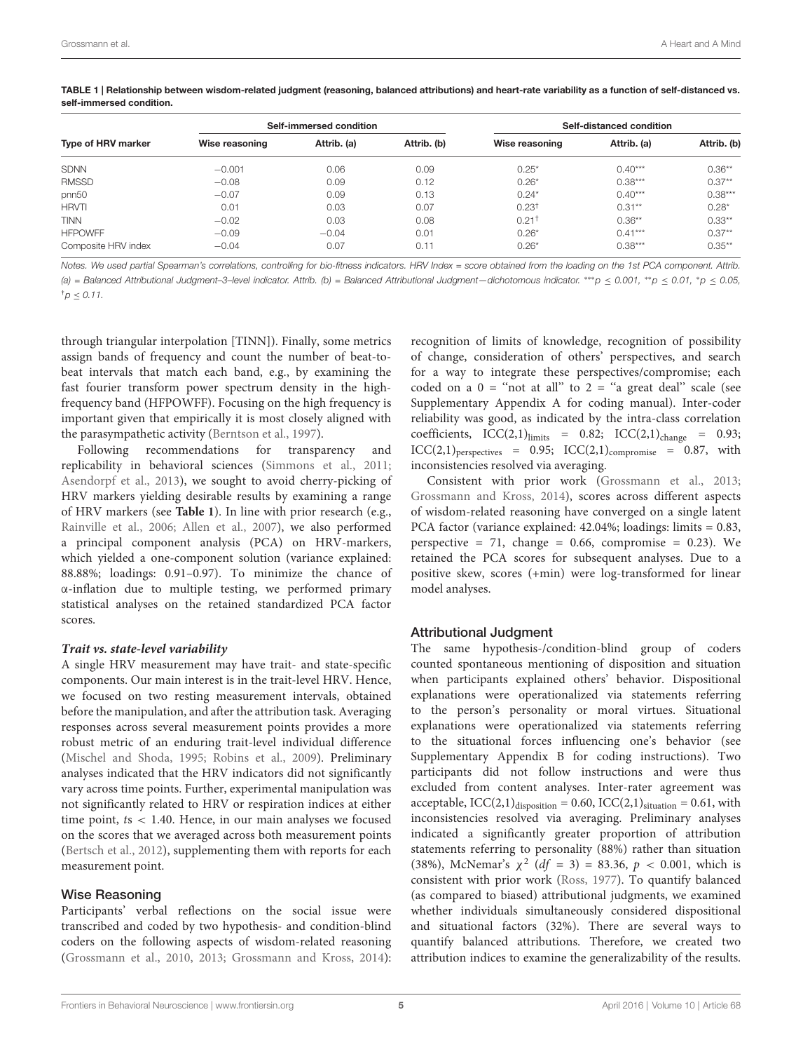**TABLE 1 | Relationship between wisdom-related judgment (reasoning, balanced attributions) and heart-rate variability as a function of self-distanced vs. self-immersed condition.**

| Type of HRV marker | Self-immersed condition | | | Self-distanced condition | | |
|---|---|---|---|---|---|---|
| | Wise reasoning | Attrib. (a) | Attrib. (b) | Wise reasoning | Attrib. (a) | Attrib. (b) |
| SDNN | −0.001 | 0.06 | 0.09 | 0.25* | 0.40*** | 0.36** |
| RMSSD | −0.08 | 0.09 | 0.12 | 0.26* | 0.38*** | 0.37** |
| pnn50 | −0.07 | 0.09 | 0.13 | 0.24* | 0.40*** | 0.38*** |
| HRVTI | 0.01 | 0.03 | 0.07 | 0.23† | 0.31** | 0.28* |
| TINN | −0.02 | 0.03 | 0.08 | 0.21† | 0.36** | 0.33** |
| HFPOWFF | −0.09 | −0.04 | 0.01 | 0.26* | 0.41*** | 0.37** |
| Composite HRV index | −0.04 | 0.07 | 0.11 | 0.26* | 0.38*** | 0.35** |

*Notes. We used partial Spearman's correlations, controlling for bio-fitness indicators. HRV Index = score obtained from the loading on the 1st PCA component. Attrib. (a) = Balanced Attributional Judgment–3–level indicator. Attrib. (b) = Balanced Attributional Judgment—dichotomous indicator.* ***$p \leq 0.001$, **$p \leq 0.01$, *$p \leq 0.05$, †$p \leq 0.11$.

through triangular interpolation [TINN]). Finally, some metrics assign bands of frequency and count the number of beat-to-beat intervals that match each band, e.g., by examining the fast fourier transform power spectrum density in the high-frequency band (HFPOWFF). Focusing on the high frequency is important given that empirically it is most closely aligned with the parasympathetic activity (Berntson et al., 1997).

Following recommendations for transparency and replicability in behavioral sciences (Simmons et al., 2011; Asendorpf et al., 2013), we sought to avoid cherry-picking of HRV markers yielding desirable results by examining a range of HRV markers (see **Table 1**). In line with prior research (e.g., Rainville et al., 2006; Allen et al., 2007), we also performed a principal component analysis (PCA) on HRV-markers, which yielded a one-component solution (variance explained: 88.88%; loadings: 0.91–0.97). To minimize the chance of α-inflation due to multiple testing, we performed primary statistical analyses on the retained standardized PCA factor scores.

#### *Trait vs. state-level variability*

A single HRV measurement may have trait- and state-specific components. Our main interest is in the trait-level HRV. Hence, we focused on two resting measurement intervals, obtained before the manipulation, and after the attribution task. Averaging responses across several measurement points provides a more robust metric of an enduring trait-level individual difference (Mischel and Shoda, 1995; Robins et al., 2009). Preliminary analyses indicated that the HRV indicators did not significantly vary across time points. Further, experimental manipulation was not significantly related to HRV or respiration indices at either time point, $ts < 1.40$. Hence, in our main analyses we focused on the scores that we averaged across both measurement points (Bertsch et al., 2012), supplementing them with reports for each measurement point.

### Wise Reasoning

Participants' verbal reflections on the social issue were transcribed and coded by two hypothesis- and condition-blind coders on the following aspects of wisdom-related reasoning (Grossmann et al., 2010, 2013; Grossmann and Kross, 2014): recognition of limits of knowledge, recognition of possibility of change, consideration of others' perspectives, and search for a way to integrate these perspectives/compromise; each coded on a 0 = "not at all" to 2 = "a great deal" scale (see Supplementary Appendix A for coding manual). Inter-coder reliability was good, as indicated by the intra-class correlation coefficients, $ICC(2,1)_{limits} = 0.82$; $ICC(2,1)_{change} = 0.93$; $ICC(2,1)_{perspectives} = 0.95$; $ICC(2,1)_{compromise} = 0.87$, with inconsistencies resolved via averaging.

Consistent with prior work (Grossmann et al., 2013; Grossmann and Kross, 2014), scores across different aspects of wisdom-related reasoning have converged on a single latent PCA factor (variance explained: 42.04%; loadings: limits = 0.83, perspective = 71, change = 0.66, compromise = 0.23). We retained the PCA scores for subsequent analyses. Due to a positive skew, scores (+min) were log-transformed for linear model analyses.

### Attributional Judgment

The same hypothesis-/condition-blind group of coders counted spontaneous mentioning of disposition and situation when participants explained others' behavior. Dispositional explanations were operationalized via statements referring to the person's personality or moral virtues. Situational explanations were operationalized via statements referring to the situational forces influencing one's behavior (see Supplementary Appendix B for coding instructions). Two participants did not follow instructions and were thus excluded from content analyses. Inter-rater agreement was acceptable, $ICC(2,1)_{disposition} = 0.60$, $ICC(2,1)_{situation} = 0.61$, with inconsistencies resolved via averaging. Preliminary analyses indicated a significantly greater proportion of attribution statements referring to personality (88%) rather than situation (38%), McNemar's $\chi^2$ $(df = 3) = 83.36$, $p < 0.001$, which is consistent with prior work (Ross, 1977). To quantify balanced (as compared to biased) attributional judgments, we examined whether individuals simultaneously considered dispositional and situational factors (32%). There are several ways to quantify balanced attributions. Therefore, we created two attribution indices to examine the generalizability of the results.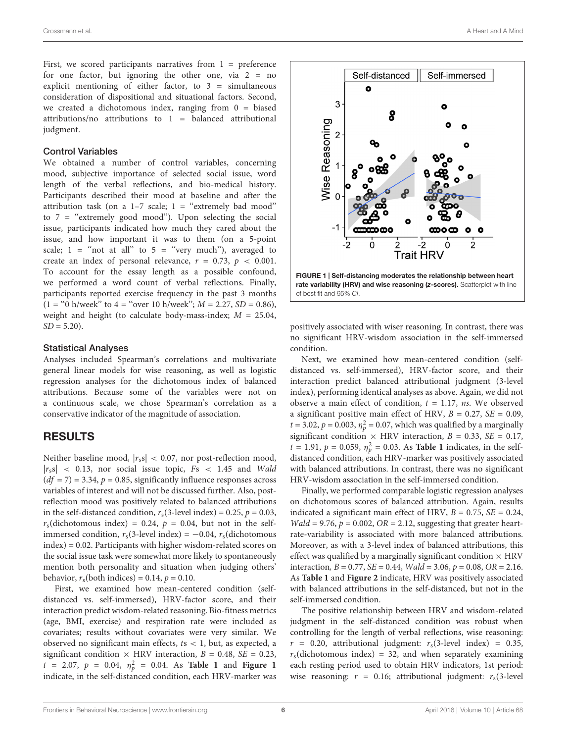First, we scored participants narratives from 1 = preference for one factor, but ignoring the other one, via 2 = no explicit mentioning of either factor, to 3 = simultaneous consideration of dispositional and situational factors. Second, we created a dichotomous index, ranging from 0 = biased attributions/no attributions to 1 = balanced attributional judgment.

### Control Variables

We obtained a number of control variables, concerning mood, subjective importance of selected social issue, word length of the verbal reflections, and bio-medical history. Participants described their mood at baseline and after the attribution task (on a 1–7 scale; 1 = "extremely bad mood" to 7 = "extremely good mood"). Upon selecting the social issue, participants indicated how much they cared about the issue, and how important it was to them (on a 5-point scale; 1 = "not at all" to 5 = "very much"), averaged to create an index of personal relevance, $r = 0.73$, $p < 0.001$. To account for the essay length as a possible confound, we performed a word count of verbal reflections. Finally, participants reported exercise frequency in the past 3 months (1 = "0 h/week" to 4 = "over 10 h/week"; $M = 2.27$, $SD = 0.86$), weight and height (to calculate body-mass-index; $M = 25.04$, $SD = 5.20$).

### Statistical Analyses

Analyses included Spearman's correlations and multivariate general linear models for wise reasoning, as well as logistic regression analyses for the dichotomous index of balanced attributions. Because some of the variables were not on a continuous scale, we chose Spearman's correlation as a conservative indicator of the magnitude of association.

## RESULTS

Neither baseline mood, $|r_s| < 0.07$, nor post-reflection mood, $|r_s| < 0.13$, nor social issue topic, $Fs < 1.45$ and *Wald* $(df = 7) = 3.34$, $p = 0.85$, significantly influence responses across variables of interest and will not be discussed further. Also, post-reflection mood was positively related to balanced attributions in the self-distanced condition, $r_s$(3-level index) = 0.25, $p = 0.03$, $r_s$(dichotomous index) = 0.24, $p = 0.04$, but not in the self-immersed condition, $r_s$(3-level index) = −0.04, $r_s$(dichotomous index) = 0.02. Participants with higher wisdom-related scores on the social issue task were somewhat more likely to spontaneously mention both personality and situation when judging others' behavior, $r_s$(both indices) = 0.14, $p = 0.10$.

First, we examined how mean-centered condition (self-distanced vs. self-immersed), HRV-factor score, and their interaction predict wisdom-related reasoning. Bio-fitness metrics (age, BMI, exercise) and respiration rate were included as covariates; results without covariates were very similar. We observed no significant main effects, $ts < 1$, but, as expected, a significant condition × HRV interaction, $B = 0.48$, $SE = 0.23$, $t = 2.07$, $p = 0.04$, $\eta_p^2 = 0.04$. As **Table 1** and **Figure 1** indicate, in the self-distanced condition, each HRV-marker was positively associated with wiser reasoning. In contrast, there was no significant HRV-wisdom association in the self-immersed condition.

**FIGURE 1 | Self-distancing moderates the relationship between heart rate variability (HRV) and wise reasoning (z-scores).** Scatterplot with line of best fit and 95% *CI*.

Next, we examined how mean-centered condition (self-distanced vs. self-immersed), HRV-factor score, and their interaction predict balanced attributional judgment (3-level index), performing identical analyses as above. Again, we did not observe a main effect of condition, $t = 1.17$, *ns*. We observed a significant positive main effect of HRV, $B = 0.27$, $SE = 0.09$, $t = 3.02$, $p = 0.003$, $\eta_p^2 = 0.07$, which was qualified by a marginally significant condition × HRV interaction, $B = 0.33$, $SE = 0.17$, $t = 1.91$, $p = 0.059$, $\eta_p^2 = 0.03$. As **Table 1** indicates, in the self-distanced condition, each HRV-marker was positively associated with balanced attributions. In contrast, there was no significant HRV-wisdom association in the self-immersed condition.

Finally, we performed comparable logistic regression analyses on dichotomous scores of balanced attribution. Again, results indicated a significant main effect of HRV, $B = 0.75$, $SE = 0.24$, $Wald = 9.76$, $p = 0.002$, $OR = 2.12$, suggesting that greater heart-rate-variability is associated with more balanced attributions. Moreover, as with a 3-level index of balanced attributions, this effect was qualified by a marginally significant condition × HRV interaction, $B = 0.77$, $SE = 0.44$, $Wald = 3.06$, $p = 0.08$, $OR = 2.16$. As **Table 1** and **Figure 2** indicate, HRV was positively associated with balanced attributions in the self-distanced, but not in the self-immersed condition.

The positive relationship between HRV and wisdom-related judgment in the self-distanced condition was robust when controlling for the length of verbal reflections, wise reasoning: $r = 0.20$, attributional judgment: $r_s$(3-level index) = 0.35, $r_s$(dichotomous index) = 32, and when separately examining each resting period used to obtain HRV indicators, 1st period: wise reasoning: $r = 0.16$; attributional judgment: $r_s$(3-level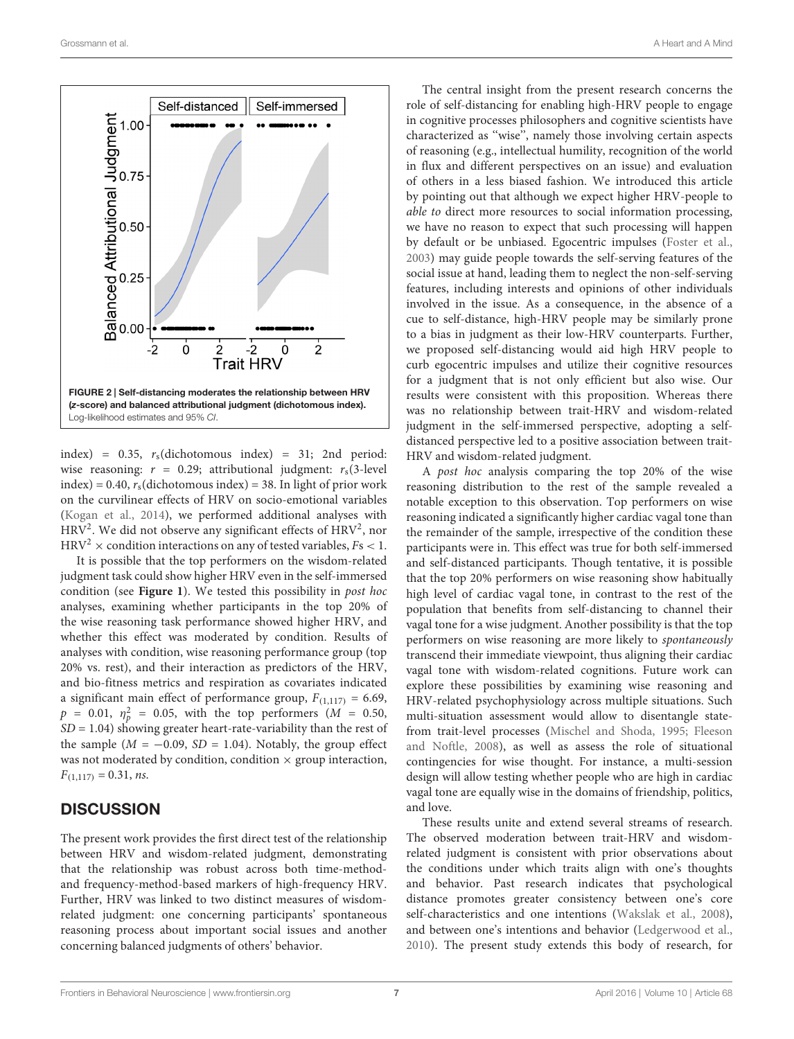FIGURE 2 | **Self-distancing moderates the relationship between HRV (z-score) and balanced attributional judgment (dichotomous index).** Log-likelihood estimates and 95% *CI*.

index) = 0.35, $r_s$(dichotomous index) = 31; 2nd period: wise reasoning: $r$ = 0.29; attributional judgment: $r_s$(3-level index) = 0.40, $r_s$(dichotomous index) = 38. In light of prior work on the curvilinear effects of HRV on socio-emotional variables (Kogan et al., 2014), we performed additional analyses with $HRV^2$. We did not observe any significant effects of $HRV^2$, nor $HRV^2 \times$ condition interactions on any of tested variables, $Fs < 1$.

It is possible that the top performers on the wisdom-related judgment task could show higher HRV even in the self-immersed condition (see **Figure 1**). We tested this possibility in *post hoc* analyses, examining whether participants in the top 20% of the wise reasoning task performance showed higher HRV, and whether this effect was moderated by condition. Results of analyses with condition, wise reasoning performance group (top 20% vs. rest), and their interaction as predictors of the HRV, and bio-fitness metrics and respiration as covariates indicated a significant main effect of performance group, $F_{(1,117)} = 6.69$, $p = 0.01$, $\eta_p^2 = 0.05$, with the top performers ($M = 0.50$, $SD = 1.04$) showing greater heart-rate-variability than the rest of the sample ($M = -0.09$, $SD = 1.04$). Notably, the group effect was not moderated by condition, condition $\times$ group interaction, $F_{(1,117)} = 0.31$, *ns*.

## DISCUSSION

The present work provides the first direct test of the relationship between HRV and wisdom-related judgment, demonstrating that the relationship was robust across both time-method- and frequency-method-based markers of high-frequency HRV. Further, HRV was linked to two distinct measures of wisdom-related judgment: one concerning participants' spontaneous reasoning process about important social issues and another concerning balanced judgments of others' behavior.

The central insight from the present research concerns the role of self-distancing for enabling high-HRV people to engage in cognitive processes philosophers and cognitive scientists have characterized as "wise", namely those involving certain aspects of reasoning (e.g., intellectual humility, recognition of the world in flux and different perspectives on an issue) and evaluation of others in a less biased fashion. We introduced this article by pointing out that although we expect higher HRV-people to *able to* direct more resources to social information processing, we have no reason to expect that such processing will happen by default or be unbiased. Egocentric impulses (Foster et al., 2003) may guide people towards the self-serving features of the social issue at hand, leading them to neglect the non-self-serving features, including interests and opinions of other individuals involved in the issue. As a consequence, in the absence of a cue to self-distance, high-HRV people may be similarly prone to a bias in judgment as their low-HRV counterparts. Further, we proposed self-distancing would aid high HRV people to curb egocentric impulses and utilize their cognitive resources for a judgment that is not only efficient but also wise. Our results were consistent with this proposition. Whereas there was no relationship between trait-HRV and wisdom-related judgment in the self-immersed perspective, adopting a self-distanced perspective led to a positive association between trait-HRV and wisdom-related judgment.

A *post hoc* analysis comparing the top 20% of the wise reasoning distribution to the rest of the sample revealed a notable exception to this observation. Top performers on wise reasoning indicated a significantly higher cardiac vagal tone than the remainder of the sample, irrespective of the condition these participants were in. This effect was true for both self-immersed and self-distanced participants. Though tentative, it is possible that the top 20% performers on wise reasoning show habitually high level of cardiac vagal tone, in contrast to the rest of the population that benefits from self-distancing to channel their vagal tone for a wise judgment. Another possibility is that the top performers on wise reasoning are more likely to *spontaneously* transcend their immediate viewpoint, thus aligning their cardiac vagal tone with wisdom-related cognitions. Future work can explore these possibilities by examining wise reasoning and HRV-related psychophysiology across multiple situations. Such multi-situation assessment would allow to disentangle state- from trait-level processes (Mischel and Shoda, 1995; Fleeson and Noftle, 2008), as well as assess the role of situational contingencies for wise thought. For instance, a multi-session design will allow testing whether people who are high in cardiac vagal tone are equally wise in the domains of friendship, politics, and love.

These results unite and extend several streams of research. The observed moderation between trait-HRV and wisdom-related judgment is consistent with prior observations about the conditions under which traits align with one's thoughts and behavior. Past research indicates that psychological distance promotes greater consistency between one's core self-characteristics and one intentions (Wakslak et al., 2008), and between one's intentions and behavior (Ledgerwood et al., 2010). The present study extends this body of research, for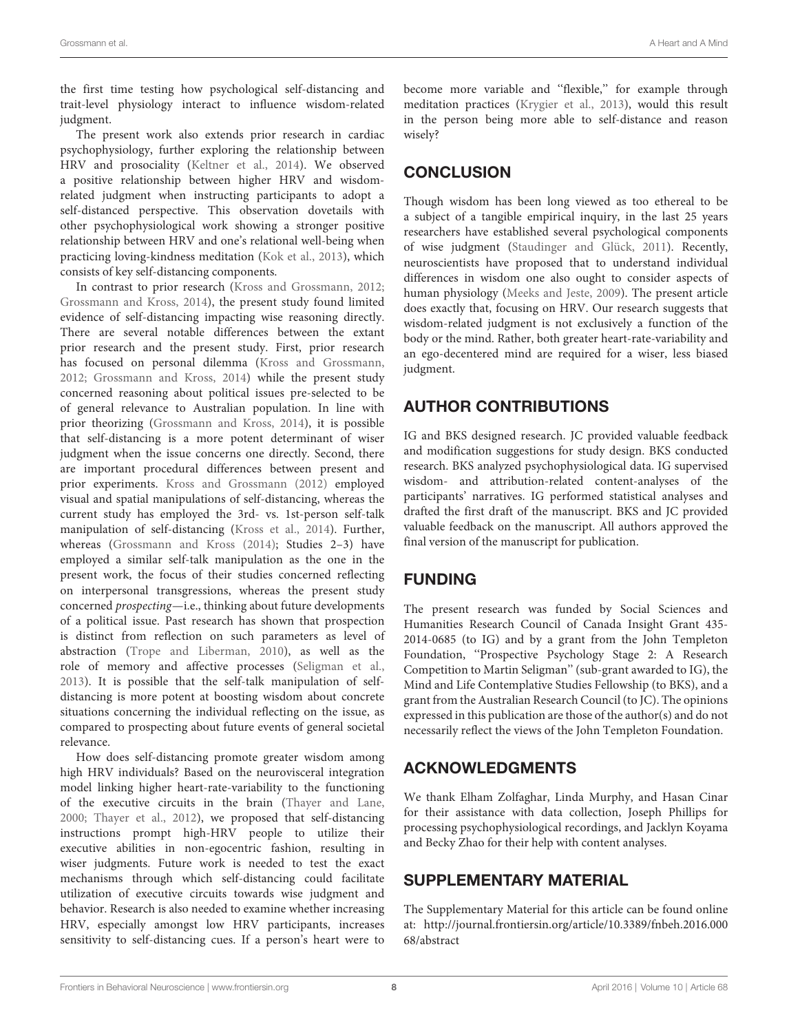the first time testing how psychological self-distancing and trait-level physiology interact to influence wisdom-related judgment.

The present work also extends prior research in cardiac psychophysiology, further exploring the relationship between HRV and prosociality (Keltner et al., 2014). We observed a positive relationship between higher HRV and wisdom-related judgment when instructing participants to adopt a self-distanced perspective. This observation dovetails with other psychophysiological work showing a stronger positive relationship between HRV and one's relational well-being when practicing loving-kindness meditation (Kok et al., 2013), which consists of key self-distancing components.

In contrast to prior research (Kross and Grossmann, 2012; Grossmann and Kross, 2014), the present study found limited evidence of self-distancing impacting wise reasoning directly. There are several notable differences between the extant prior research and the present study. First, prior research has focused on personal dilemma (Kross and Grossmann, 2012; Grossmann and Kross, 2014) while the present study concerned reasoning about political issues pre-selected to be of general relevance to Australian population. In line with prior theorizing (Grossmann and Kross, 2014), it is possible that self-distancing is a more potent determinant of wiser judgment when the issue concerns one directly. Second, there are important procedural differences between present and prior experiments. Kross and Grossmann (2012) employed visual and spatial manipulations of self-distancing, whereas the current study has employed the 3rd- vs. 1st-person self-talk manipulation of self-distancing (Kross et al., 2014). Further, whereas (Grossmann and Kross (2014); Studies 2–3) have employed a similar self-talk manipulation as the one in the present work, the focus of their studies concerned reflecting on interpersonal transgressions, whereas the present study concerned *prospecting*—i.e., thinking about future developments of a political issue. Past research has shown that prospection is distinct from reflection on such parameters as level of abstraction (Trope and Liberman, 2010), as well as the role of memory and affective processes (Seligman et al., 2013). It is possible that the self-talk manipulation of self-distancing is more potent at boosting wisdom about concrete situations concerning the individual reflecting on the issue, as compared to prospecting about future events of general societal relevance.

How does self-distancing promote greater wisdom among high HRV individuals? Based on the neurovisceral integration model linking higher heart-rate-variability to the functioning of the executive circuits in the brain (Thayer and Lane, 2000; Thayer et al., 2012), we proposed that self-distancing instructions prompt high-HRV people to utilize their executive abilities in non-egocentric fashion, resulting in wiser judgments. Future work is needed to test the exact mechanisms through which self-distancing could facilitate utilization of executive circuits towards wise judgment and behavior. Research is also needed to examine whether increasing HRV, especially amongst low HRV participants, increases sensitivity to self-distancing cues. If a person's heart were to become more variable and "flexible," for example through meditation practices (Krygier et al., 2013), would this result in the person being more able to self-distance and reason wisely?

## CONCLUSION

Though wisdom has been long viewed as too ethereal to be a subject of a tangible empirical inquiry, in the last 25 years researchers have established several psychological components of wise judgment (Staudinger and Glück, 2011). Recently, neuroscientists have proposed that to understand individual differences in wisdom one also ought to consider aspects of human physiology (Meeks and Jeste, 2009). The present article does exactly that, focusing on HRV. Our research suggests that wisdom-related judgment is not exclusively a function of the body or the mind. Rather, both greater heart-rate-variability and an ego-decentered mind are required for a wiser, less biased judgment.

## AUTHOR CONTRIBUTIONS

IG and BKS designed research. JC provided valuable feedback and modification suggestions for study design. BKS conducted research. BKS analyzed psychophysiological data. IG supervised wisdom- and attribution-related content-analyses of the participants' narratives. IG performed statistical analyses and drafted the first draft of the manuscript. BKS and JC provided valuable feedback on the manuscript. All authors approved the final version of the manuscript for publication.

## FUNDING

The present research was funded by Social Sciences and Humanities Research Council of Canada Insight Grant 435-2014-0685 (to IG) and by a grant from the John Templeton Foundation, "Prospective Psychology Stage 2: A Research Competition to Martin Seligman" (sub-grant awarded to IG), the Mind and Life Contemplative Studies Fellowship (to BKS), and a grant from the Australian Research Council (to JC). The opinions expressed in this publication are those of the author(s) and do not necessarily reflect the views of the John Templeton Foundation.

## ACKNOWLEDGMENTS

We thank Elham Zolfaghar, Linda Murphy, and Hasan Cinar for their assistance with data collection, Joseph Phillips for processing psychophysiological recordings, and Jacklyn Koyama and Becky Zhao for their help with content analyses.

## SUPPLEMENTARY MATERIAL

The Supplementary Material for this article can be found online at: http://journal.frontiersin.org/article/10.3389/fnbeh.2016.00068/abstract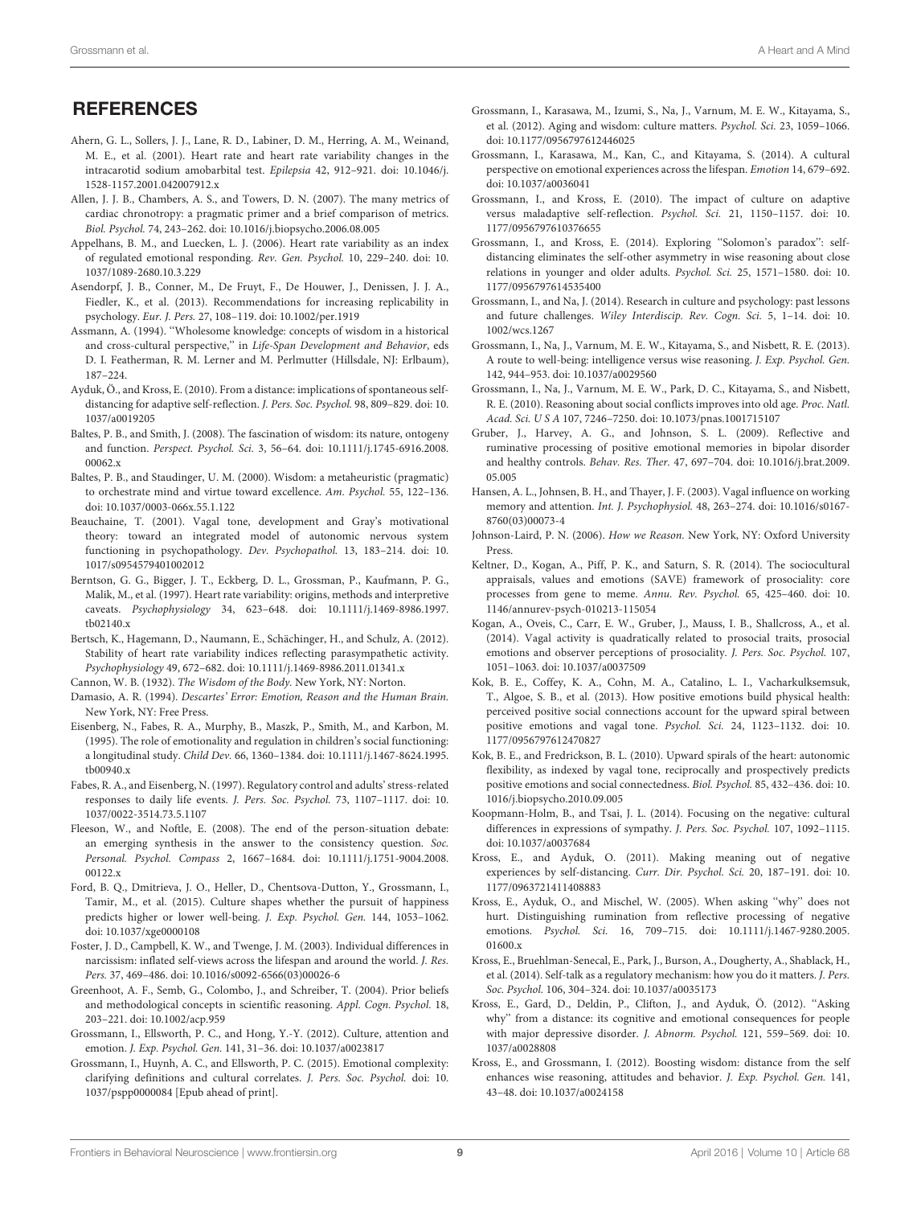## REFERENCES

Ahern, G. L., Sollers, J. J., Lane, R. D., Labiner, D. M., Herring, A. M., Weinand, M. E., et al. (2001). Heart rate and heart rate variability changes in the intracarotid sodium amobarbital test. *Epilepsia* 42, 912–921. doi: 10.1046/j.1528-1157.2001.042007912.x

Allen, J. J. B., Chambers, A. S., and Towers, D. N. (2007). The many metrics of cardiac chronotropy: a pragmatic primer and a brief comparison of metrics. *Biol. Psychol.* 74, 243–262. doi: 10.1016/j.biopsycho.2006.08.005

Appelhans, B. M., and Luecken, L. J. (2006). Heart rate variability as an index of regulated emotional responding. *Rev. Gen. Psychol.* 10, 229–240. doi: 10.1037/1089-2680.10.3.229

Asendorpf, J. B., Conner, M., De Fruyt, F., De Houwer, J., Denissen, J. J. A., Fiedler, K., et al. (2013). Recommendations for increasing replicability in psychology. *Eur. J. Pers.* 27, 108–119. doi: 10.1002/per.1919

Assmann, A. (1994). "Wholesome knowledge: concepts of wisdom in a historical and cross-cultural perspective," in *Life-Span Development and Behavior*, eds D. I. Featherman, R. M. Lerner and M. Perlmutter (Hillsdale, NJ: Erlbaum), 187–224.

Ayduk, Ö., and Kross, E. (2010). From a distance: implications of spontaneous self-distancing for adaptive self-reflection. *J. Pers. Soc. Psychol.* 98, 809–829. doi: 10.1037/a0019205

Baltes, P. B., and Smith, J. (2008). The fascination of wisdom: its nature, ontogeny and function. *Perspect. Psychol. Sci.* 3, 56–64. doi: 10.1111/j.1745-6916.2008.00062.x

Baltes, P. B., and Staudinger, U. M. (2000). Wisdom: a metaheuristic (pragmatic) to orchestrate mind and virtue toward excellence. *Am. Psychol.* 55, 122–136. doi: 10.1037/0003-066x.55.1.122

Beauchaine, T. (2001). Vagal tone, development and Gray's motivational theory: toward an integrated model of autonomic nervous system functioning in psychopathology. *Dev. Psychopathol.* 13, 183–214. doi: 10.1017/s0954579401002012

Berntson, G. G., Bigger, J. T., Eckberg, D. L., Grossman, P., Kaufmann, P. G., Malik, M., et al. (1997). Heart rate variability: origins, methods and interpretive caveats. *Psychophysiology* 34, 623–648. doi: 10.1111/j.1469-8986.1997.tb02140.x

Bertsch, K., Hagemann, D., Naumann, E., Schächinger, H., and Schulz, A. (2012). Stability of heart rate variability indices reflecting parasympathetic activity. *Psychophysiology* 49, 672–682. doi: 10.1111/j.1469-8986.2011.01341.x

Cannon, W. B. (1932). *The Wisdom of the Body.* New York, NY: Norton.

Damasio, A. R. (1994). *Descartes' Error: Emotion, Reason and the Human Brain.* New York, NY: Free Press.

Eisenberg, N., Fabes, R. A., Murphy, B., Maszk, P., Smith, M., and Karbon, M. (1995). The role of emotionality and regulation in children's social functioning: a longitudinal study. *Child Dev.* 66, 1360–1384. doi: 10.1111/j.1467-8624.1995.tb00940.x

Fabes, R. A., and Eisenberg, N. (1997). Regulatory control and adults' stress-related responses to daily life events. *J. Pers. Soc. Psychol.* 73, 1107–1117. doi: 10.1037/0022-3514.73.5.1107

Fleeson, W., and Noftle, E. (2008). The end of the person-situation debate: an emerging synthesis in the answer to the consistency question. *Soc. Personal. Psychol. Compass* 2, 1667–1684. doi: 10.1111/j.1751-9004.2008.00122.x

Ford, B. Q., Dmitrieva, J. O., Heller, D., Chentsova-Dutton, Y., Grossmann, I., Tamir, M., et al. (2015). Culture shapes whether the pursuit of happiness predicts higher or lower well-being. *J. Exp. Psychol. Gen.* 144, 1053–1062. doi: 10.1037/xge0000108

Foster, J. D., Campbell, K. W., and Twenge, J. M. (2003). Individual differences in narcissism: inflated self-views across the lifespan and around the world. *J. Res. Pers.* 37, 469–486. doi: 10.1016/s0092-6566(03)00026-6

Greenhoot, A. F., Semb, G., Colombo, J., and Schreiber, T. (2004). Prior beliefs and methodological concepts in scientific reasoning. *Appl. Cogn. Psychol.* 18, 203–221. doi: 10.1002/acp.959

Grossmann, I., Ellsworth, P. C., and Hong, Y.-Y. (2012). Culture, attention and emotion. *J. Exp. Psychol. Gen.* 141, 31–36. doi: 10.1037/a0023817

Grossmann, I., Huynh, A. C., and Ellsworth, P. C. (2015). Emotional complexity: clarifying definitions and cultural correlates. *J. Pers. Soc. Psychol.* doi: 10.1037/pspp0000084 [Epub ahead of print].

Grossmann, I., Karasawa, M., Izumi, S., Na, J., Varnum, M. E. W., Kitayama, S., et al. (2012). Aging and wisdom: culture matters. *Psychol. Sci.* 23, 1059–1066. doi: 10.1177/0956797612446025

Grossmann, I., Karasawa, M., Kan, C., and Kitayama, S. (2014). A cultural perspective on emotional experiences across the lifespan. *Emotion* 14, 679–692. doi: 10.1037/a0036041

Grossmann, I., and Kross, E. (2010). The impact of culture on adaptive versus maladaptive self-reflection. *Psychol. Sci.* 21, 1150–1157. doi: 10.1177/0956797610376655

Grossmann, I., and Kross, E. (2014). Exploring "Solomon's paradox": self-distancing eliminates the self-other asymmetry in wise reasoning about close relations in younger and older adults. *Psychol. Sci.* 25, 1571–1580. doi: 10.1177/0956797614535400

Grossmann, I., and Na, J. (2014). Research in culture and psychology: past lessons and future challenges. *Wiley Interdiscip. Rev. Cogn. Sci.* 5, 1–14. doi: 10.1002/wcs.1267

Grossmann, I., Na, J., Varnum, M. E. W., Kitayama, S., and Nisbett, R. E. (2013). A route to well-being: intelligence versus wise reasoning. *J. Exp. Psychol. Gen.* 142, 944–953. doi: 10.1037/a0029560

Grossmann, I., Na, J., Varnum, M. E. W., Park, D. C., Kitayama, S., and Nisbett, R. E. (2010). Reasoning about social conflicts improves into old age. *Proc. Natl. Acad. Sci. U S A* 107, 7246–7250. doi: 10.1073/pnas.1001715107

Gruber, J., Harvey, A. G., and Johnson, S. L. (2009). Reflective and ruminative processing of positive emotional memories in bipolar disorder and healthy controls. *Behav. Res. Ther.* 47, 697–704. doi: 10.1016/j.brat.2009.05.005

Hansen, A. L., Johnsen, B. H., and Thayer, J. F. (2003). Vagal influence on working memory and attention. *Int. J. Psychophysiol.* 48, 263–274. doi: 10.1016/s0167-8760(03)00073-4

Johnson-Laird, P. N. (2006). *How we Reason.* New York, NY: Oxford University Press.

Keltner, D., Kogan, A., Piff, P. K., and Saturn, S. R. (2014). The sociocultural appraisals, values and emotions (SAVE) framework of prosociality: core processes from gene to meme. *Annu. Rev. Psychol.* 65, 425–460. doi: 10.1146/annurev-psych-010213-115054

Kogan, A., Oveis, C., Carr, E. W., Gruber, J., Mauss, I. B., Shallcross, A., et al. (2014). Vagal activity is quadratically related to prosocial traits, prosocial emotions and observer perceptions of prosociality. *J. Pers. Soc. Psychol.* 107, 1051–1063. doi: 10.1037/a0037509

Kok, B. E., Coffey, K. A., Cohn, M. A., Catalino, L. I., Vacharkulksemsuk, T., Algoe, S. B., et al. (2013). How positive emotions build physical health: perceived positive social connections account for the upward spiral between positive emotions and vagal tone. *Psychol. Sci.* 24, 1123–1132. doi: 10.1177/0956797612470827

Kok, B. E., and Fredrickson, B. L. (2010). Upward spirals of the heart: autonomic flexibility, as indexed by vagal tone, reciprocally and prospectively predicts positive emotions and social connectedness. *Biol. Psychol.* 85, 432–436. doi: 10.1016/j.biopsycho.2010.09.005

Koopmann-Holm, B., and Tsai, J. L. (2014). Focusing on the negative: cultural differences in expressions of sympathy. *J. Pers. Soc. Psychol.* 107, 1092–1115. doi: 10.1037/a0037684

Kross, E., and Ayduk, O. (2011). Making meaning out of negative experiences by self-distancing. *Curr. Dir. Psychol. Sci.* 20, 187–191. doi: 10.1177/0963721411408883

Kross, E., Ayduk, O., and Mischel, W. (2005). When asking "why" does not hurt. Distinguishing rumination from reflective processing of negative emotions. *Psychol. Sci.* 16, 709–715. doi: 10.1111/j.1467-9280.2005.01600.x

Kross, E., Bruehlman-Senecal, E., Park, J., Burson, A., Dougherty, A., Shablack, H., et al. (2014). Self-talk as a regulatory mechanism: how you do it matters. *J. Pers. Soc. Psychol.* 106, 304–324. doi: 10.1037/a0035173

Kross, E., Gard, D., Deldin, P., Clifton, J., and Ayduk, Ö. (2012). "Asking why" from a distance: its cognitive and emotional consequences for people with major depressive disorder. *J. Abnorm. Psychol.* 121, 559–569. doi: 10.1037/a0028808

Kross, E., and Grossmann, I. (2012). Boosting wisdom: distance from the self enhances wise reasoning, attitudes and behavior. *J. Exp. Psychol. Gen.* 141, 43–48. doi: 10.1037/a0024158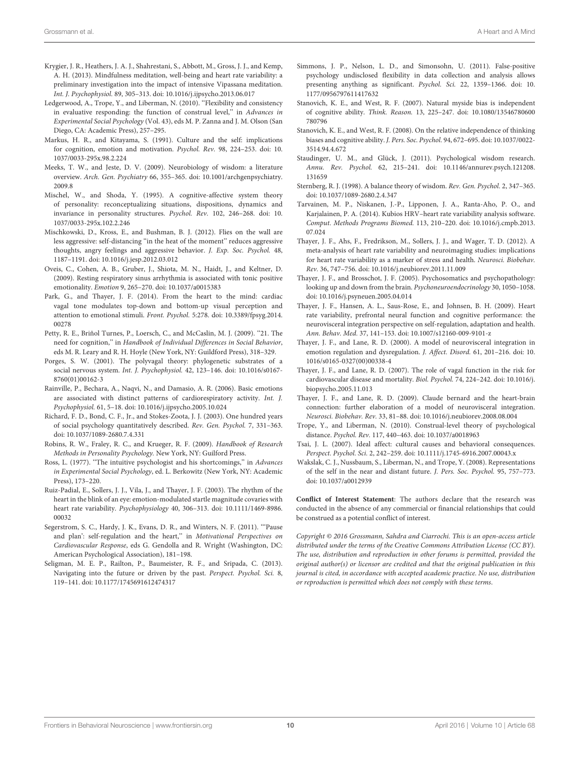Krygier, J. R., Heathers, J. A. J., Shahrestani, S., Abbott, M., Gross, J. J., and Kemp, A. H. (2013). Mindfulness meditation, well-being and heart rate variability: a preliminary investigation into the impact of intensive Vipassana meditation. *Int. J. Psychophysiol.* 89, 305–313. doi: 10.1016/j.ijpsycho.2013.06.017

Ledgerwood, A., Trope, Y., and Liberman, N. (2010). "Flexibility and consistency in evaluative responding: the function of construal level," in *Advances in Experimental Social Psychology* (Vol. 43), eds M. P. Zanna and J. M. Olson (San Diego, CA: Academic Press), 257–295.

Markus, H. R., and Kitayama, S. (1991). Culture and the self: implications for cognition, emotion and motivation. *Psychol. Rev.* 98, 224–253. doi: 10.1037/0033-295x.98.2.224

Meeks, T. W., and Jeste, D. V. (2009). Neurobiology of wisdom: a literature overview. *Arch. Gen. Psychiatry* 66, 355–365. doi: 10.1001/archgenpsychiatry.2009.8

Mischel, W., and Shoda, Y. (1995). A cognitive-affective system theory of personality: reconceptualizing situations, dispositions, dynamics and invariance in personality structures. *Psychol. Rev.* 102, 246–268. doi: 10.1037/0033-295x.102.2.246

Mischkowski, D., Kross, E., and Bushman, B. J. (2012). Flies on the wall are less aggressive: self-distancing "in the heat of the moment" reduces aggressive thoughts, angry feelings and aggressive behavior. *J. Exp. Soc. Psychol.* 48, 1187–1191. doi: 10.1016/j.jesp.2012.03.012

Oveis, C., Cohen, A. B., Gruber, J., Shiota, M. N., Haidt, J., and Keltner, D. (2009). Resting respiratory sinus arrhythmia is associated with tonic positive emotionality. *Emotion* 9, 265–270. doi: 10.1037/a0015383

Park, G., and Thayer, J. F. (2014). From the heart to the mind: cardiac vagal tone modulates top-down and bottom-up visual perception and attention to emotional stimuli. *Front. Psychol.* 5:278. doi: 10.3389/fpsyg.2014.00278

Petty, R. E., Briñol Turnes, P., Loersch, C., and McCaslin, M. J. (2009). "21. The need for cognition," in *Handbook of Individual Differences in Social Behavior*, eds M. R. Leary and R. H. Hoyle (New York, NY: Guildford Press), 318–329.

Porges, S. W. (2001). The polyvagal theory: phylogenetic substrates of a social nervous system. *Int. J. Psychophysiol.* 42, 123–146. doi: 10.1016/s0167-8760(01)00162-3

Rainville, P., Bechara, A., Naqvi, N., and Damasio, A. R. (2006). Basic emotions are associated with distinct patterns of cardiorespiratory activity. *Int. J. Psychophysiol.* 61, 5–18. doi: 10.1016/j.ijpsycho.2005.10.024

Richard, F. D., Bond, C. F., Jr., and Stokes-Zoota, J. J. (2003). One hundred years of social psychology quantitatively described. *Rev. Gen. Psychol.* 7, 331–363. doi: 10.1037/1089-2680.7.4.331

Robins, R. W., Fraley, R. C., and Krueger, R. F. (2009). *Handbook of Research Methods in Personality Psychology.* New York, NY: Guilford Press.

Ross, L. (1977). "The intuitive psychologist and his shortcomings," in *Advances in Experimental Social Psychology*, ed. L. Berkowitz (New York, NY: Academic Press), 173–220.

Ruiz-Padial, E., Sollers, J. J., Vila, J., and Thayer, J. F. (2003). The rhythm of the heart in the blink of an eye: emotion-modulated startle magnitude covaries with heart rate variability. *Psychophysiology* 40, 306–313. doi: 10.1111/1469-8986.00032

Segerstrom, S. C., Hardy, J. K., Evans, D. R., and Winters, N. F. (2011). "'Pause and plan': self-regulation and the heart," in *Motivational Perspectives on Cardiovascular Response*, eds G. Gendolla and R. Wright (Washington, DC: American Psychological Association), 181–198.

Seligman, M. E. P., Railton, P., Baumeister, R. F., and Sripada, C. (2013). Navigating into the future or driven by the past. *Perspect. Psychol. Sci.* 8, 119–141. doi: 10.1177/1745691612474317

Simmons, J. P., Nelson, L. D., and Simonsohn, U. (2011). False-positive psychology undisclosed flexibility in data collection and analysis allows presenting anything as significant. *Psychol. Sci.* 22, 1359–1366. doi: 10.1177/0956797611417632

Stanovich, K. E., and West, R. F. (2007). Natural myside bias is independent of cognitive ability. *Think. Reason.* 13, 225–247. doi: 10.1080/13546780600780796

Stanovich, K. E., and West, R. F. (2008). On the relative independence of thinking biases and cognitive ability. *J. Pers. Soc. Psychol.* 94, 672–695. doi: 10.1037/0022-3514.94.4.672

Staudinger, U. M., and Glück, J. (2011). Psychological wisdom research. *Annu. Rev. Psychol.* 62, 215–241. doi: 10.1146/annurev.psych.121208.131659

Sternberg, R. J. (1998). A balance theory of wisdom. *Rev. Gen. Psychol.* 2, 347–365. doi: 10.1037/1089-2680.2.4.347

Tarvainen, M. P., Niskanen, J.-P., Lipponen, J. A., Ranta-Aho, P. O., and Karjalainen, P. A. (2014). Kubios HRV–heart rate variability analysis software. *Comput. Methods Programs Biomed.* 113, 210–220. doi: 10.1016/j.cmpb.2013.07.024

Thayer, J. F., Ahs, F., Fredrikson, M., Sollers, J. J., and Wager, T. D. (2012). A meta-analysis of heart rate variability and neuroimaging studies: implications for heart rate variability as a marker of stress and health. *Neurosci. Biobehav. Rev.* 36, 747–756. doi: 10.1016/j.neubiorev.2011.11.009

Thayer, J. F., and Brosschot, J. F. (2005). Psychosomatics and psychopathology: looking up and down from the brain. *Psychoneuroendocrinology* 30, 1050–1058. doi: 10.1016/j.psyneuen.2005.04.014

Thayer, J. F., Hansen, A. L., Saus-Rose, E., and Johnsen, B. H. (2009). Heart rate variability, prefrontal neural function and cognitive performance: the neurovisceral integration perspective on self-regulation, adaptation and health. *Ann. Behav. Med.* 37, 141–153. doi: 10.1007/s12160-009-9101-z

Thayer, J. F., and Lane, R. D. (2000). A model of neurovisceral integration in emotion regulation and dysregulation. *J. Affect. Disord.* 61, 201–216. doi: 10.1016/s0165-0327(00)00338-4

Thayer, J. F., and Lane, R. D. (2007). The role of vagal function in the risk for cardiovascular disease and mortality. *Biol. Psychol.* 74, 224–242. doi: 10.1016/j.biopsycho.2005.11.013

Thayer, J. F., and Lane, R. D. (2009). Claude bernard and the heart-brain connection: further elaboration of a model of neurovisceral integration. *Neurosci. Biobehav. Rev.* 33, 81–88. doi: 10.1016/j.neubiorev.2008.08.004

Trope, Y., and Liberman, N. (2010). Construal-level theory of psychological distance. *Psychol. Rev.* 117, 440–463. doi: 10.1037/a0018963

Tsai, J. L. (2007). Ideal affect: cultural causes and behavioral consequences. *Perspect. Psychol. Sci.* 2, 242–259. doi: 10.1111/j.1745-6916.2007.00043.x

Wakslak, C. J., Nussbaum, S., Liberman, N., and Trope, Y. (2008). Representations of the self in the near and distant future. *J. Pers. Soc. Psychol.* 95, 757–773. doi: 10.1037/a0012939

**Conflict of Interest Statement**: The authors declare that the research was conducted in the absence of any commercial or financial relationships that could be construed as a potential conflict of interest.

*Copyright © 2016 Grossmann, Sahdra and Ciarrochi. This is an open-access article distributed under the terms of the Creative Commons Attribution License (CC BY). The use, distribution and reproduction in other forums is permitted, provided the original author(s) or licensor are credited and that the original publication in this journal is cited, in accordance with accepted academic practice. No use, distribution or reproduction is permitted which does not comply with these terms.*